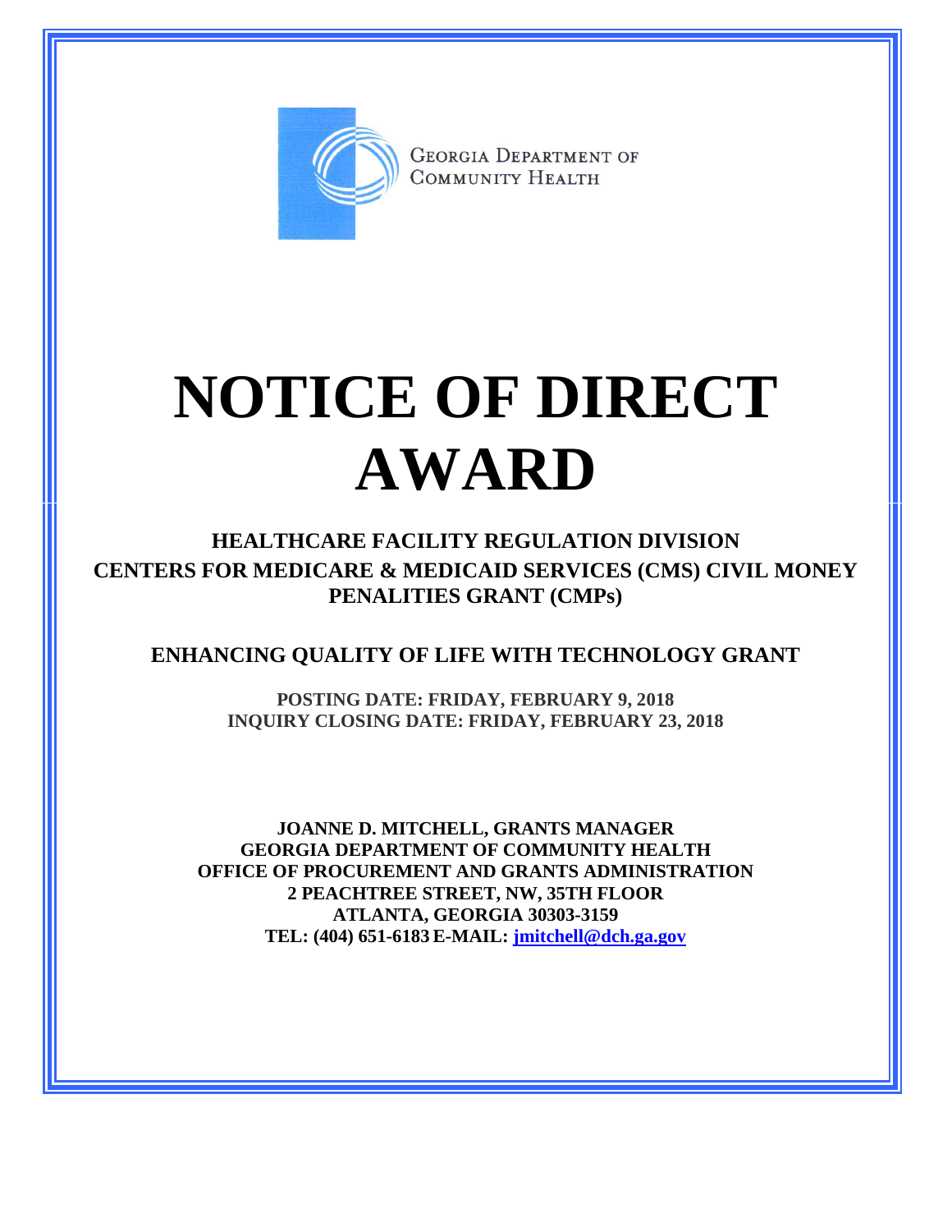GEORGIA DEPARTMENT OF COMMUNITY HEALTH

# NOTICE OF DIRECT AWARD

## HEALTHCARE FACILITY REGULATION DIVISION
## CENTERS FOR MEDICARE & MEDICAID SERVICES (CMS) CIVIL MONEY PENALITIES GRANT (CMPs)

## ENHANCING QUALITY OF LIFE WITH TECHNOLOGY GRANT

**POSTING DATE: FRIDAY, FEBRUARY 9, 2018**
**INQUIRY CLOSING DATE: FRIDAY, FEBRUARY 23, 2018**

**JOANNE D. MITCHELL, GRANTS MANAGER**
**GEORGIA DEPARTMENT OF COMMUNITY HEALTH**
**OFFICE OF PROCUREMENT AND GRANTS ADMINISTRATION**
**2 PEACHTREE STREET, NW, 35TH FLOOR**
**ATLANTA, GEORGIA 30303-3159**
**TEL: (404) 651-6183 E-MAIL: jmitchell@dch.ga.gov**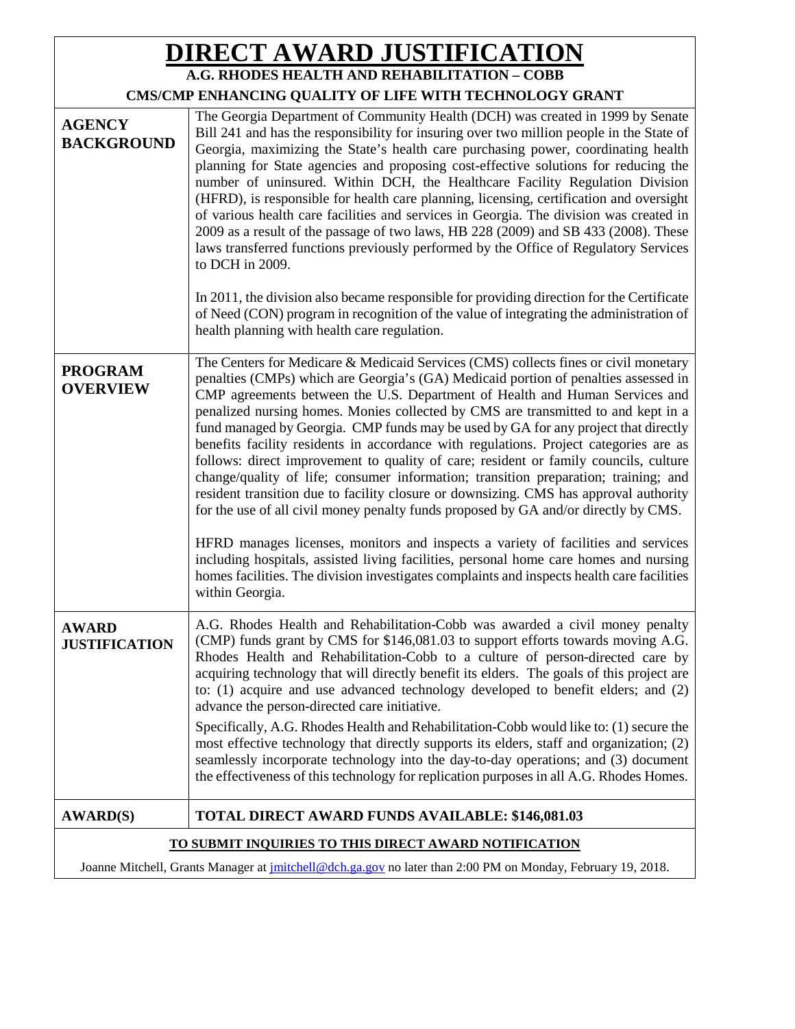# DIRECT AWARD JUSTIFICATION

**A.G. RHODES HEALTH AND REHABILITATION – COBB**

**CMS/CMP ENHANCING QUALITY OF LIFE WITH TECHNOLOGY GRANT**

| | |
|---|---|
| **AGENCY BACKGROUND** | The Georgia Department of Community Health (DCH) was created in 1999 by Senate Bill 241 and has the responsibility for insuring over two million people in the State of Georgia, maximizing the State's health care purchasing power, coordinating health planning for State agencies and proposing cost-effective solutions for reducing the number of uninsured. Within DCH, the Healthcare Facility Regulation Division (HFRD), is responsible for health care planning, licensing, certification and oversight of various health care facilities and services in Georgia. The division was created in 2009 as a result of the passage of two laws, HB 228 (2009) and SB 433 (2008). These laws transferred functions previously performed by the Office of Regulatory Services to DCH in 2009.<br><br>In 2011, the division also became responsible for providing direction for the Certificate of Need (CON) program in recognition of the value of integrating the administration of health planning with health care regulation. |
| **PROGRAM OVERVIEW** | The Centers for Medicare & Medicaid Services (CMS) collects fines or civil monetary penalties (CMPs) which are Georgia's (GA) Medicaid portion of penalties assessed in CMP agreements between the U.S. Department of Health and Human Services and penalized nursing homes. Monies collected by CMS are transmitted to and kept in a fund managed by Georgia. CMP funds may be used by GA for any project that directly benefits facility residents in accordance with regulations. Project categories are as follows: direct improvement to quality of care; resident or family councils, culture change/quality of life; consumer information; transition preparation; training; and resident transition due to facility closure or downsizing. CMS has approval authority for the use of all civil money penalty funds proposed by GA and/or directly by CMS.<br><br>HFRD manages licenses, monitors and inspects a variety of facilities and services including hospitals, assisted living facilities, personal home care homes and nursing homes facilities. The division investigates complaints and inspects health care facilities within Georgia. |
| **AWARD JUSTIFICATION** | A.G. Rhodes Health and Rehabilitation-Cobb was awarded a civil money penalty (CMP) funds grant by CMS for $146,081.03 to support efforts towards moving A.G. Rhodes Health and Rehabilitation-Cobb to a culture of person-directed care by acquiring technology that will directly benefit its elders. The goals of this project are to: (1) acquire and use advanced technology developed to benefit elders; and (2) advance the person-directed care initiative.<br><br>Specifically, A.G. Rhodes Health and Rehabilitation-Cobb would like to: (1) secure the most effective technology that directly supports its elders, staff and organization; (2) seamlessly incorporate technology into the day-to-day operations; and (3) document the effectiveness of this technology for replication purposes in all A.G. Rhodes Homes. |
| **AWARD(S)** | **TOTAL DIRECT AWARD FUNDS AVAILABLE: $146,081.03** |

**TO SUBMIT INQUIRIES TO THIS DIRECT AWARD NOTIFICATION**

Joanne Mitchell, Grants Manager at jmitchell@dch.ga.gov no later than 2:00 PM on Monday, February 19, 2018.